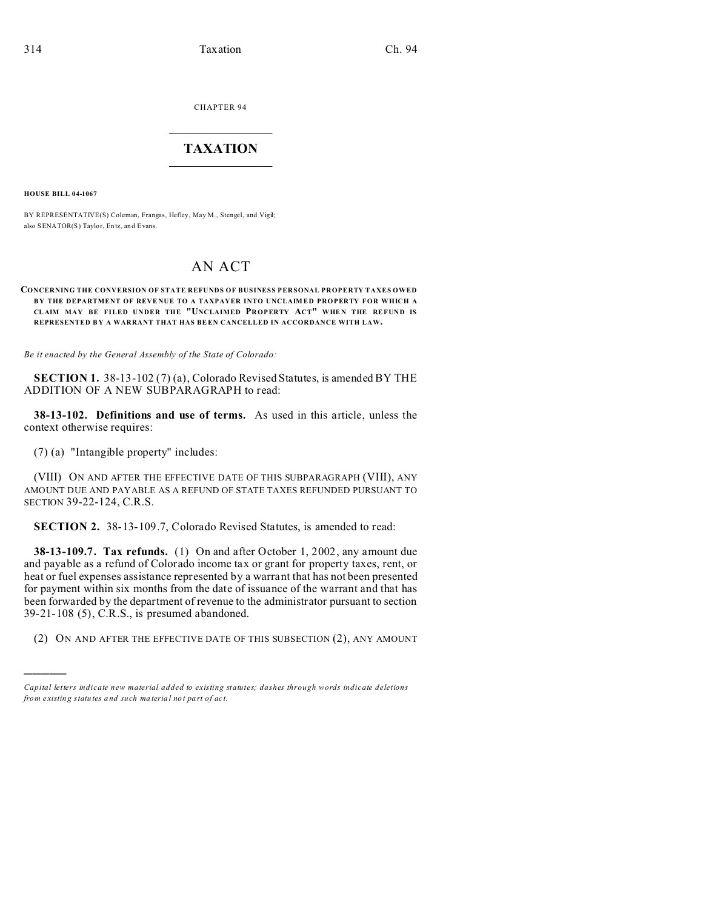CHAPTER 94

# TAXATION

**HOUSE BILL 04-1067**

BY REPRESENTATIVE(S) Coleman, Frangas, Hefley, May M., Stengel, and Vigil;
also SENATOR(S) Taylor, Entz, and Evans.

# AN ACT

**CONCERNING THE CONVERSION OF STATE REFUNDS OF BUSINESS PERSONAL PROPERTY TAXES OWED BY THE DEPARTMENT OF REVENUE TO A TAXPAYER INTO UNCLAIMED PROPERTY FOR WHICH A CLAIM MAY BE FILED UNDER THE "UNCLAIMED PROPERTY ACT" WHEN THE REFUND IS REPRESENTED BY A WARRANT THAT HAS BEEN CANCELLED IN ACCORDANCE WITH LAW.**

*Be it enacted by the General Assembly of the State of Colorado:*

**SECTION 1.** 38-13-102 (7) (a), Colorado Revised Statutes, is amended BY THE ADDITION OF A NEW SUBPARAGRAPH to read:

**38-13-102. Definitions and use of terms.** As used in this article, unless the context otherwise requires:

(7) (a) "Intangible property" includes:

(VIII) ON AND AFTER THE EFFECTIVE DATE OF THIS SUBPARAGRAPH (VIII), ANY AMOUNT DUE AND PAYABLE AS A REFUND OF STATE TAXES REFUNDED PURSUANT TO SECTION 39-22-124, C.R.S.

**SECTION 2.** 38-13-109.7, Colorado Revised Statutes, is amended to read:

**38-13-109.7. Tax refunds.** (1) On and after October 1, 2002, any amount due and payable as a refund of Colorado income tax or grant for property taxes, rent, or heat or fuel expenses assistance represented by a warrant that has not been presented for payment within six months from the date of issuance of the warrant and that has been forwarded by the department of revenue to the administrator pursuant to section 39-21-108 (5), C.R.S., is presumed abandoned.

(2) ON AND AFTER THE EFFECTIVE DATE OF THIS SUBSECTION (2), ANY AMOUNT

---

*Capital letters indicate new material added to existing statutes; dashes through words indicate deletions from existing statutes and such material not part of act.*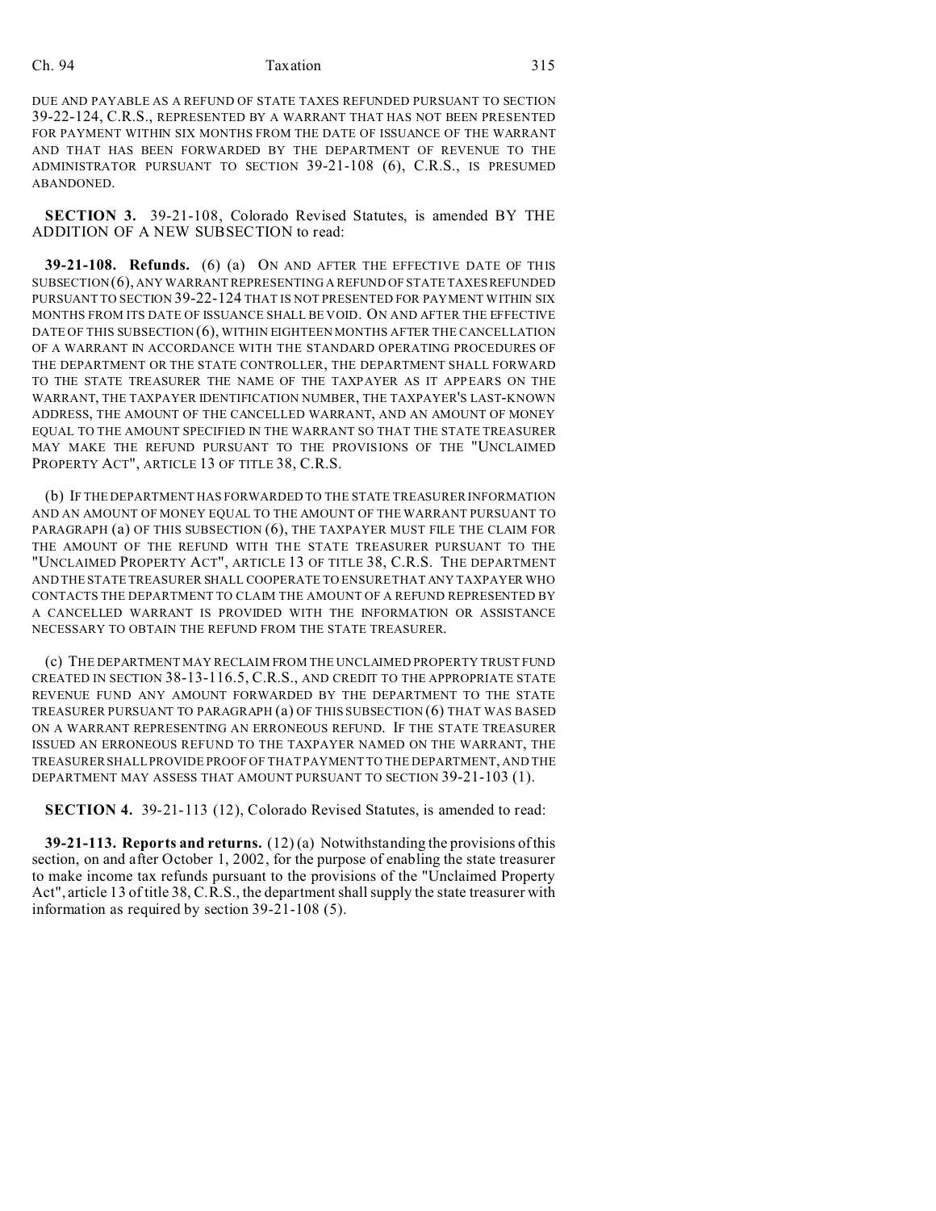DUE AND PAYABLE AS A REFUND OF STATE TAXES REFUNDED PURSUANT TO SECTION 39-22-124, C.R.S., REPRESENTED BY A WARRANT THAT HAS NOT BEEN PRESENTED FOR PAYMENT WITHIN SIX MONTHS FROM THE DATE OF ISSUANCE OF THE WARRANT AND THAT HAS BEEN FORWARDED BY THE DEPARTMENT OF REVENUE TO THE ADMINISTRATOR PURSUANT TO SECTION 39-21-108 (6), C.R.S., IS PRESUMED ABANDONED.

**SECTION 3.** 39-21-108, Colorado Revised Statutes, is amended BY THE ADDITION OF A NEW SUBSECTION to read:

**39-21-108. Refunds.** (6) (a) ON AND AFTER THE EFFECTIVE DATE OF THIS SUBSECTION (6), ANY WARRANT REPRESENTING A REFUND OF STATE TAXES REFUNDED PURSUANT TO SECTION 39-22-124 THAT IS NOT PRESENTED FOR PAYMENT WITHIN SIX MONTHS FROM ITS DATE OF ISSUANCE SHALL BE VOID. ON AND AFTER THE EFFECTIVE DATE OF THIS SUBSECTION (6), WITHIN EIGHTEEN MONTHS AFTER THE CANCELLATION OF A WARRANT IN ACCORDANCE WITH THE STANDARD OPERATING PROCEDURES OF THE DEPARTMENT OR THE STATE CONTROLLER, THE DEPARTMENT SHALL FORWARD TO THE STATE TREASURER THE NAME OF THE TAXPAYER AS IT APPEARS ON THE WARRANT, THE TAXPAYER IDENTIFICATION NUMBER, THE TAXPAYER'S LAST-KNOWN ADDRESS, THE AMOUNT OF THE CANCELLED WARRANT, AND AN AMOUNT OF MONEY EQUAL TO THE AMOUNT SPECIFIED IN THE WARRANT SO THAT THE STATE TREASURER MAY MAKE THE REFUND PURSUANT TO THE PROVISIONS OF THE "UNCLAIMED PROPERTY ACT", ARTICLE 13 OF TITLE 38, C.R.S.

(b) IF THE DEPARTMENT HAS FORWARDED TO THE STATE TREASURER INFORMATION AND AN AMOUNT OF MONEY EQUAL TO THE AMOUNT OF THE WARRANT PURSUANT TO PARAGRAPH (a) OF THIS SUBSECTION (6), THE TAXPAYER MUST FILE THE CLAIM FOR THE AMOUNT OF THE REFUND WITH THE STATE TREASURER PURSUANT TO THE "UNCLAIMED PROPERTY ACT", ARTICLE 13 OF TITLE 38, C.R.S. THE DEPARTMENT AND THE STATE TREASURER SHALL COOPERATE TO ENSURE THAT ANY TAXPAYER WHO CONTACTS THE DEPARTMENT TO CLAIM THE AMOUNT OF A REFUND REPRESENTED BY A CANCELLED WARRANT IS PROVIDED WITH THE INFORMATION OR ASSISTANCE NECESSARY TO OBTAIN THE REFUND FROM THE STATE TREASURER.

(c) THE DEPARTMENT MAY RECLAIM FROM THE UNCLAIMED PROPERTY TRUST FUND CREATED IN SECTION 38-13-116.5, C.R.S., AND CREDIT TO THE APPROPRIATE STATE REVENUE FUND ANY AMOUNT FORWARDED BY THE DEPARTMENT TO THE STATE TREASURER PURSUANT TO PARAGRAPH (a) OF THIS SUBSECTION (6) THAT WAS BASED ON A WARRANT REPRESENTING AN ERRONEOUS REFUND. IF THE STATE TREASURER ISSUED AN ERRONEOUS REFUND TO THE TAXPAYER NAMED ON THE WARRANT, THE TREASURER SHALL PROVIDE PROOF OF THAT PAYMENT TO THE DEPARTMENT, AND THE DEPARTMENT MAY ASSESS THAT AMOUNT PURSUANT TO SECTION 39-21-103 (1).

**SECTION 4.** 39-21-113 (12), Colorado Revised Statutes, is amended to read:

**39-21-113. Reports and returns.** (12) (a) Notwithstanding the provisions of this section, on and after October 1, 2002, for the purpose of enabling the state treasurer to make income tax refunds pursuant to the provisions of the "Unclaimed Property Act", article 13 of title 38, C.R.S., the department shall supply the state treasurer with information as required by section 39-21-108 (5).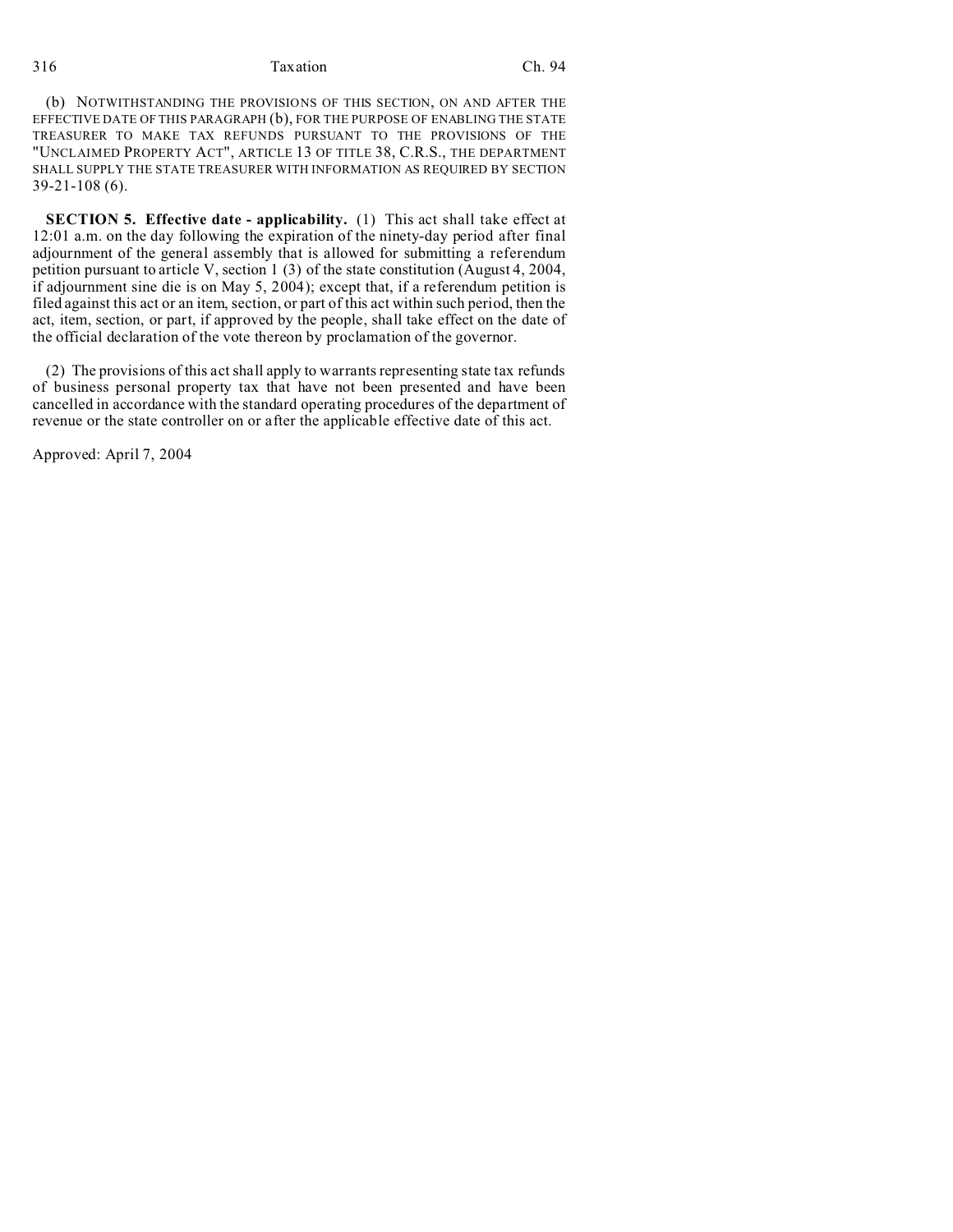(b) NOTWITHSTANDING THE PROVISIONS OF THIS SECTION, ON AND AFTER THE EFFECTIVE DATE OF THIS PARAGRAPH (b), FOR THE PURPOSE OF ENABLING THE STATE TREASURER TO MAKE TAX REFUNDS PURSUANT TO THE PROVISIONS OF THE "UNCLAIMED PROPERTY ACT", ARTICLE 13 OF TITLE 38, C.R.S., THE DEPARTMENT SHALL SUPPLY THE STATE TREASURER WITH INFORMATION AS REQUIRED BY SECTION 39-21-108 (6).

**SECTION 5. Effective date - applicability.** (1) This act shall take effect at 12:01 a.m. on the day following the expiration of the ninety-day period after final adjournment of the general assembly that is allowed for submitting a referendum petition pursuant to article V, section 1 (3) of the state constitution (August 4, 2004, if adjournment sine die is on May 5, 2004); except that, if a referendum petition is filed against this act or an item, section, or part of this act within such period, then the act, item, section, or part, if approved by the people, shall take effect on the date of the official declaration of the vote thereon by proclamation of the governor.

(2) The provisions of this act shall apply to warrants representing state tax refunds of business personal property tax that have not been presented and have been cancelled in accordance with the standard operating procedures of the department of revenue or the state controller on or after the applicable effective date of this act.

Approved: April 7, 2004